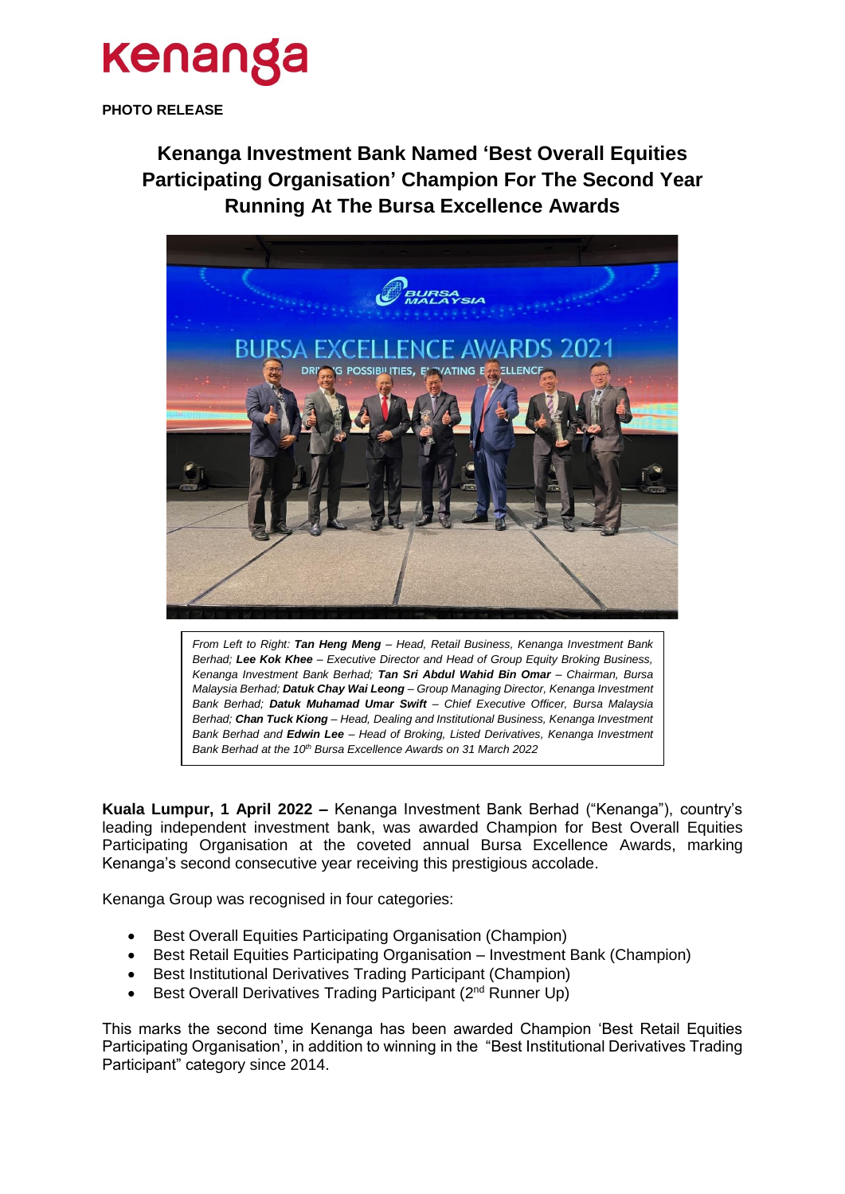**PHOTO RELEASE**

# Kenanga Investment Bank Named 'Best Overall Equities Participating Organisation' Champion For The Second Year Running At The Bursa Excellence Awards

*From Left to Right: **Tan Heng Meng** – Head, Retail Business, Kenanga Investment Bank Berhad; **Lee Kok Khee** – Executive Director and Head of Group Equity Broking Business, Kenanga Investment Bank Berhad; **Tan Sri Abdul Wahid Bin Omar** – Chairman, Bursa Malaysia Berhad; **Datuk Chay Wai Leong** – Group Managing Director, Kenanga Investment Bank Berhad; **Datuk Muhamad Umar Swift** – Chief Executive Officer, Bursa Malaysia Berhad; **Chan Tuck Kiong** – Head, Dealing and Institutional Business, Kenanga Investment Bank Berhad and **Edwin Lee** – Head of Broking, Listed Derivatives, Kenanga Investment Bank Berhad at the 10th Bursa Excellence Awards on 31 March 2022*

**Kuala Lumpur, 1 April 2022 –** Kenanga Investment Bank Berhad ("Kenanga"), country's leading independent investment bank, was awarded Champion for Best Overall Equities Participating Organisation at the coveted annual Bursa Excellence Awards, marking Kenanga's second consecutive year receiving this prestigious accolade.

Kenanga Group was recognised in four categories:

- Best Overall Equities Participating Organisation (Champion)
- Best Retail Equities Participating Organisation – Investment Bank (Champion)
- Best Institutional Derivatives Trading Participant (Champion)
- Best Overall Derivatives Trading Participant (2nd Runner Up)

This marks the second time Kenanga has been awarded Champion 'Best Retail Equities Participating Organisation', in addition to winning in the "Best Institutional Derivatives Trading Participant" category since 2014.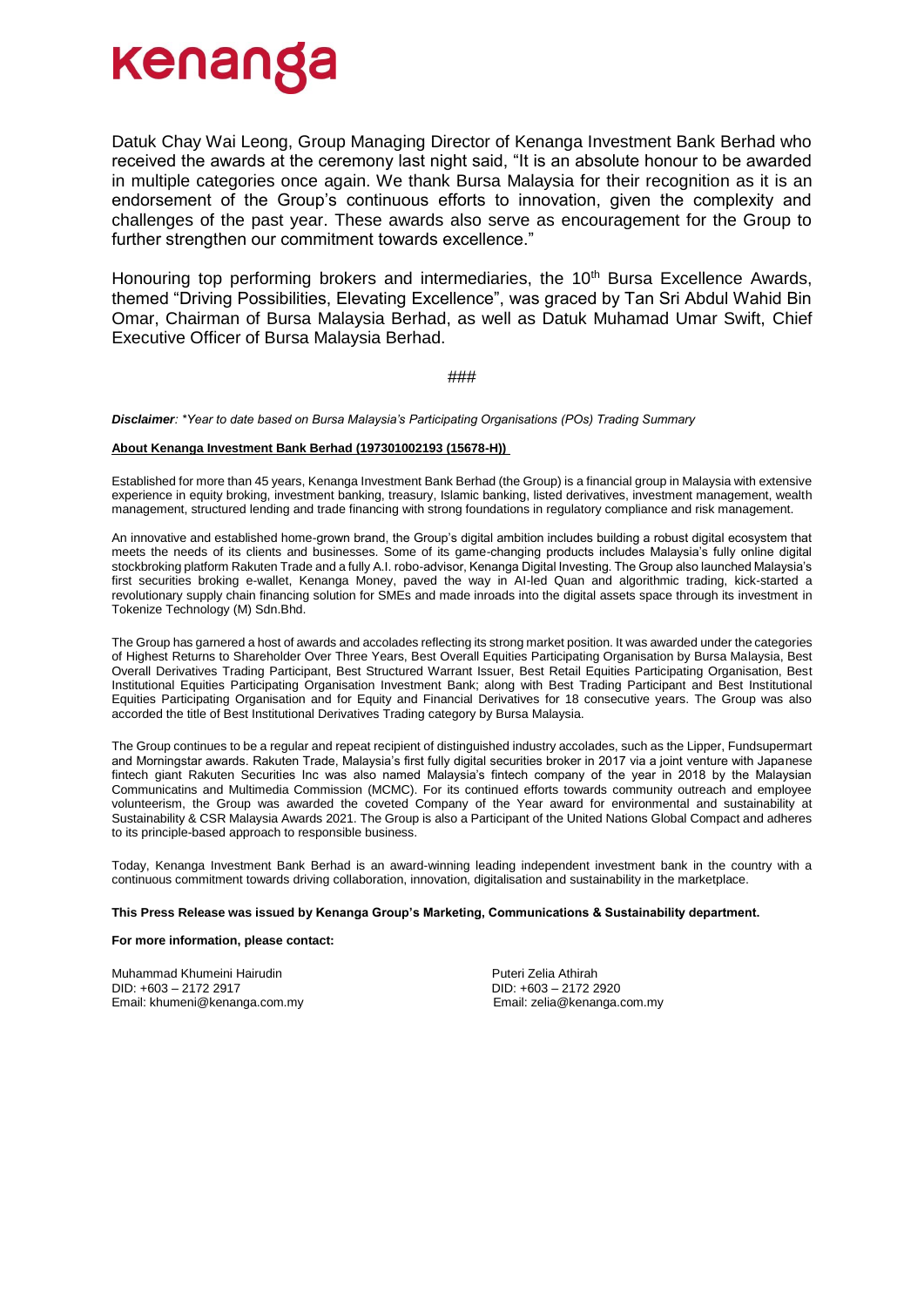Datuk Chay Wai Leong, Group Managing Director of Kenanga Investment Bank Berhad who received the awards at the ceremony last night said, "It is an absolute honour to be awarded in multiple categories once again. We thank Bursa Malaysia for their recognition as it is an endorsement of the Group's continuous efforts to innovation, given the complexity and challenges of the past year. These awards also serve as encouragement for the Group to further strengthen our commitment towards excellence."

Honouring top performing brokers and intermediaries, the 10th Bursa Excellence Awards, themed "Driving Possibilities, Elevating Excellence", was graced by Tan Sri Abdul Wahid Bin Omar, Chairman of Bursa Malaysia Berhad, as well as Datuk Muhamad Umar Swift, Chief Executive Officer of Bursa Malaysia Berhad.

###

***Disclaimer**: *Year to date based on Bursa Malaysia's Participating Organisations (POs) Trading Summary*

**About Kenanga Investment Bank Berhad (197301002193 (15678-H))**

Established for more than 45 years, Kenanga Investment Bank Berhad (the Group) is a financial group in Malaysia with extensive experience in equity broking, investment banking, treasury, Islamic banking, listed derivatives, investment management, wealth management, structured lending and trade financing with strong foundations in regulatory compliance and risk management.

An innovative and established home-grown brand, the Group's digital ambition includes building a robust digital ecosystem that meets the needs of its clients and businesses. Some of its game-changing products includes Malaysia's fully online digital stockbroking platform Rakuten Trade and a fully A.I. robo-advisor, Kenanga Digital Investing. The Group also launched Malaysia's first securities broking e-wallet, Kenanga Money, paved the way in AI-led Quan and algorithmic trading, kick-started a revolutionary supply chain financing solution for SMEs and made inroads into the digital assets space through its investment in Tokenize Technology (M) Sdn.Bhd.

The Group has garnered a host of awards and accolades reflecting its strong market position. It was awarded under the categories of Highest Returns to Shareholder Over Three Years, Best Overall Equities Participating Organisation by Bursa Malaysia, Best Overall Derivatives Trading Participant, Best Structured Warrant Issuer, Best Retail Equities Participating Organisation, Best Institutional Equities Participating Organisation Investment Bank; along with Best Trading Participant and Best Institutional Equities Participating Organisation and for Equity and Financial Derivatives for 18 consecutive years. The Group was also accorded the title of Best Institutional Derivatives Trading category by Bursa Malaysia.

The Group continues to be a regular and repeat recipient of distinguished industry accolades, such as the Lipper, Fundsupermart and Morningstar awards. Rakuten Trade, Malaysia's first fully digital securities broker in 2017 via a joint venture with Japanese fintech giant Rakuten Securities Inc was also named Malaysia's fintech company of the year in 2018 by the Malaysian Communicatins and Multimedia Commission (MCMC). For its continued efforts towards community outreach and employee volunteerism, the Group was awarded the coveted Company of the Year award for environmental and sustainability at Sustainability & CSR Malaysia Awards 2021. The Group is also a Participant of the United Nations Global Compact and adheres to its principle-based approach to responsible business.

Today, Kenanga Investment Bank Berhad is an award-winning leading independent investment bank in the country with a continuous commitment towards driving collaboration, innovation, digitalisation and sustainability in the marketplace.

**This Press Release was issued by Kenanga Group's Marketing, Communications & Sustainability department.**

**For more information, please contact:**

Muhammad Khumeini Hairudin
DID: +603 – 2172 2917
Email: khumeni@kenanga.com.my

Puteri Zelia Athirah
DID: +603 – 2172 2920
Email: zelia@kenanga.com.my